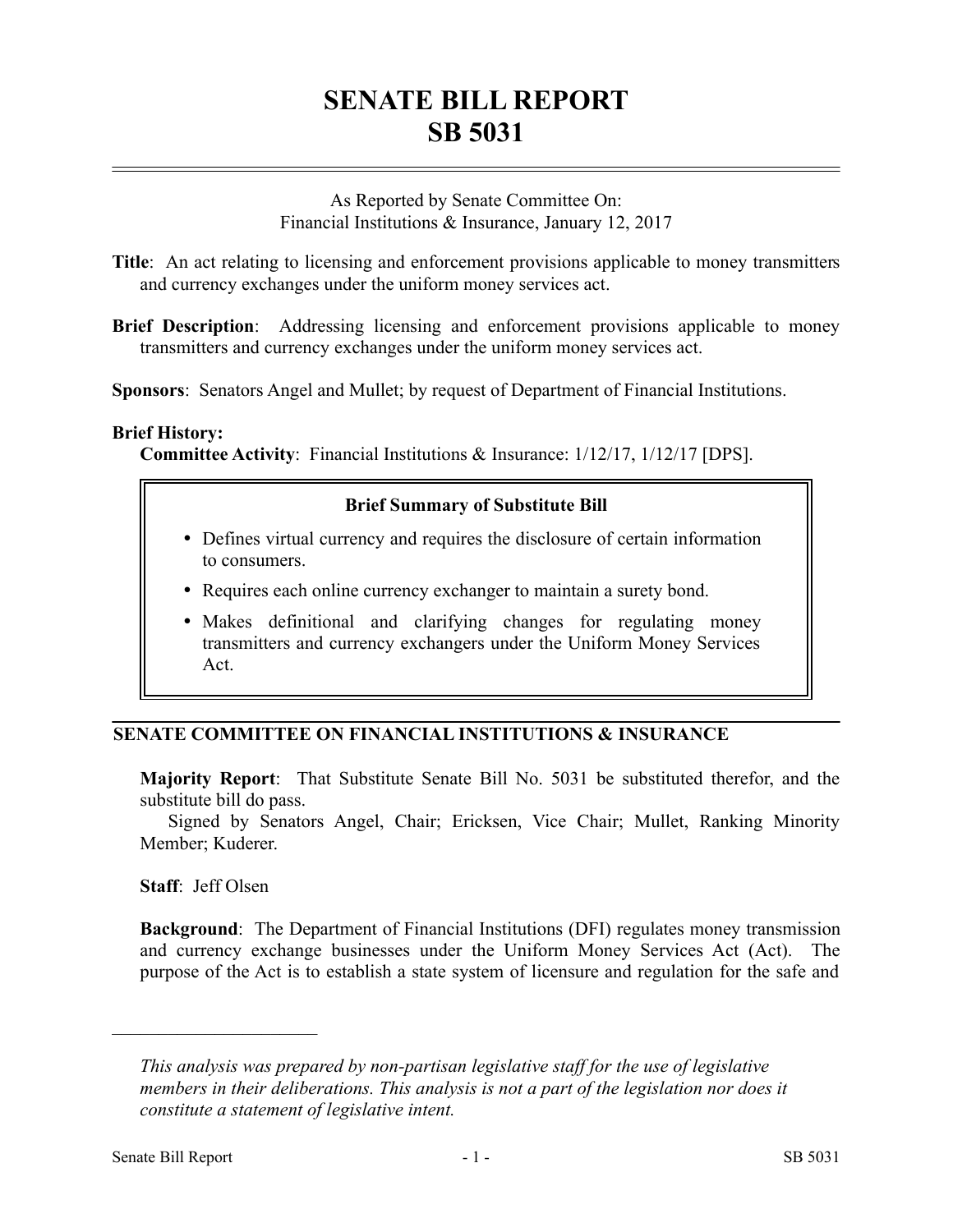# SENATE BILL REPORT
# SB 5031

As Reported by Senate Committee On:
Financial Institutions & Insurance, January 12, 2017

**Title**: An act relating to licensing and enforcement provisions applicable to money transmitters and currency exchanges under the uniform money services act.

**Brief Description**: Addressing licensing and enforcement provisions applicable to money transmitters and currency exchanges under the uniform money services act.

**Sponsors**: Senators Angel and Mullet; by request of Department of Financial Institutions.

**Brief History:**

**Committee Activity**: Financial Institutions & Insurance: 1/12/17, 1/12/17 [DPS].

**Brief Summary of Substitute Bill**

- Defines virtual currency and requires the disclosure of certain information to consumers.
- Requires each online currency exchanger to maintain a surety bond.
- Makes definitional and clarifying changes for regulating money transmitters and currency exchangers under the Uniform Money Services Act.

## SENATE COMMITTEE ON FINANCIAL INSTITUTIONS & INSURANCE

**Majority Report**: That Substitute Senate Bill No. 5031 be substituted therefor, and the substitute bill do pass.

Signed by Senators Angel, Chair; Ericksen, Vice Chair; Mullet, Ranking Minority Member; Kuderer.

**Staff**: Jeff Olsen

**Background**: The Department of Financial Institutions (DFI) regulates money transmission and currency exchange businesses under the Uniform Money Services Act (Act). The purpose of the Act is to establish a state system of licensure and regulation for the safe and

---

*This analysis was prepared by non-partisan legislative staff for the use of legislative members in their deliberations. This analysis is not a part of the legislation nor does it constitute a statement of legislative intent.*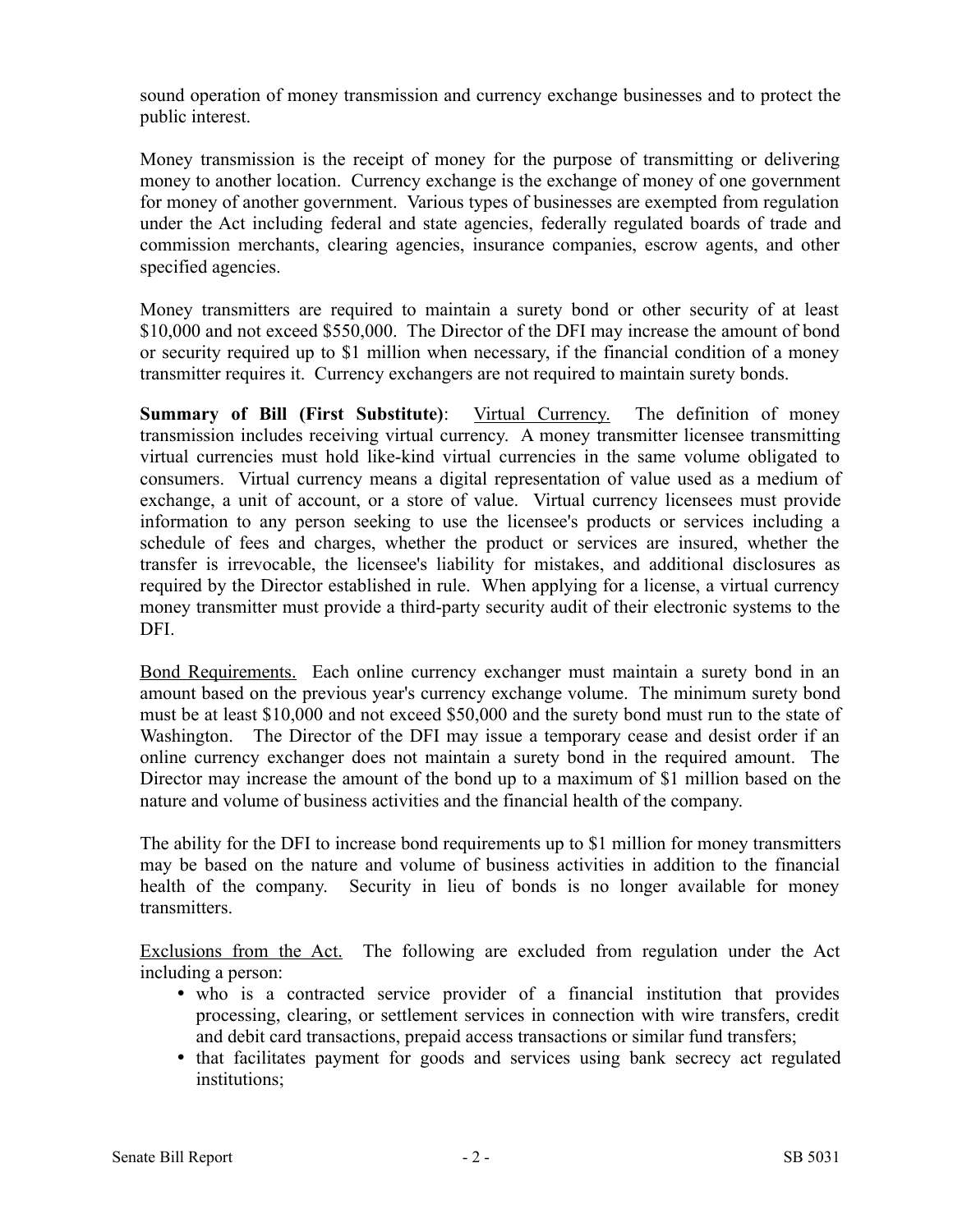sound operation of money transmission and currency exchange businesses and to protect the public interest.

Money transmission is the receipt of money for the purpose of transmitting or delivering money to another location. Currency exchange is the exchange of money of one government for money of another government. Various types of businesses are exempted from regulation under the Act including federal and state agencies, federally regulated boards of trade and commission merchants, clearing agencies, insurance companies, escrow agents, and other specified agencies.

Money transmitters are required to maintain a surety bond or other security of at least $10,000 and not exceed $550,000. The Director of the DFI may increase the amount of bond or security required up to $1 million when necessary, if the financial condition of a money transmitter requires it. Currency exchangers are not required to maintain surety bonds.

**Summary of Bill (First Substitute)**: Virtual Currency. The definition of money transmission includes receiving virtual currency. A money transmitter licensee transmitting virtual currencies must hold like-kind virtual currencies in the same volume obligated to consumers. Virtual currency means a digital representation of value used as a medium of exchange, a unit of account, or a store of value. Virtual currency licensees must provide information to any person seeking to use the licensee's products or services including a schedule of fees and charges, whether the product or services are insured, whether the transfer is irrevocable, the licensee's liability for mistakes, and additional disclosures as required by the Director established in rule. When applying for a license, a virtual currency money transmitter must provide a third-party security audit of their electronic systems to the DFI.

Bond Requirements. Each online currency exchanger must maintain a surety bond in an amount based on the previous year's currency exchange volume. The minimum surety bond must be at least $10,000 and not exceed $50,000 and the surety bond must run to the state of Washington. The Director of the DFI may issue a temporary cease and desist order if an online currency exchanger does not maintain a surety bond in the required amount. The Director may increase the amount of the bond up to a maximum of $1 million based on the nature and volume of business activities and the financial health of the company.

The ability for the DFI to increase bond requirements up to $1 million for money transmitters may be based on the nature and volume of business activities in addition to the financial health of the company. Security in lieu of bonds is no longer available for money transmitters.

Exclusions from the Act. The following are excluded from regulation under the Act including a person:

- who is a contracted service provider of a financial institution that provides processing, clearing, or settlement services in connection with wire transfers, credit and debit card transactions, prepaid access transactions or similar fund transfers;
- that facilitates payment for goods and services using bank secrecy act regulated institutions;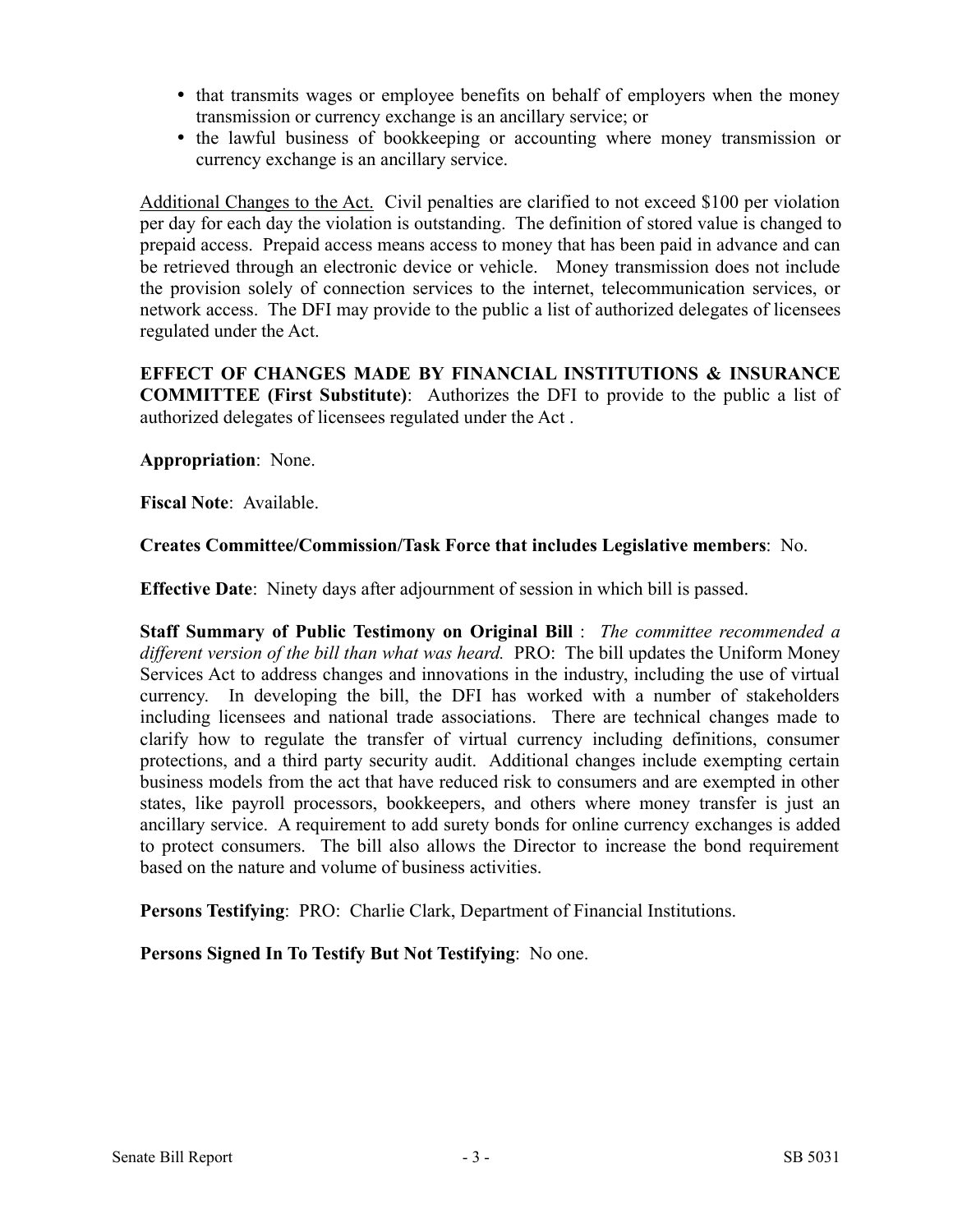- that transmits wages or employee benefits on behalf of employers when the money transmission or currency exchange is an ancillary service; or
- the lawful business of bookkeeping or accounting where money transmission or currency exchange is an ancillary service.

Additional Changes to the Act. Civil penalties are clarified to not exceed $100 per violation per day for each day the violation is outstanding. The definition of stored value is changed to prepaid access. Prepaid access means access to money that has been paid in advance and can be retrieved through an electronic device or vehicle. Money transmission does not include the provision solely of connection services to the internet, telecommunication services, or network access. The DFI may provide to the public a list of authorized delegates of licensees regulated under the Act.

**EFFECT OF CHANGES MADE BY FINANCIAL INSTITUTIONS & INSURANCE COMMITTEE (First Substitute)**: Authorizes the DFI to provide to the public a list of authorized delegates of licensees regulated under the Act .

**Appropriation**: None.

**Fiscal Note**: Available.

**Creates Committee/Commission/Task Force that includes Legislative members**: No.

**Effective Date**: Ninety days after adjournment of session in which bill is passed.

**Staff Summary of Public Testimony on Original Bill** : *The committee recommended a different version of the bill than what was heard.* PRO: The bill updates the Uniform Money Services Act to address changes and innovations in the industry, including the use of virtual currency. In developing the bill, the DFI has worked with a number of stakeholders including licensees and national trade associations. There are technical changes made to clarify how to regulate the transfer of virtual currency including definitions, consumer protections, and a third party security audit. Additional changes include exempting certain business models from the act that have reduced risk to consumers and are exempted in other states, like payroll processors, bookkeepers, and others where money transfer is just an ancillary service. A requirement to add surety bonds for online currency exchanges is added to protect consumers. The bill also allows the Director to increase the bond requirement based on the nature and volume of business activities.

**Persons Testifying**: PRO: Charlie Clark, Department of Financial Institutions.

**Persons Signed In To Testify But Not Testifying**: No one.